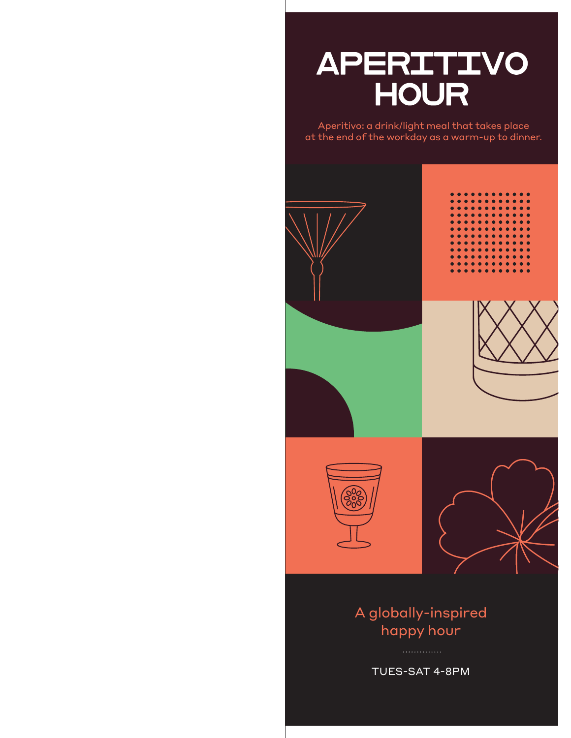# APERITIVO HOUR

Aperitivo: a drink/light meal that takes place at the end of the workday as a warm-up to dinner.

A globally-inspired happy hour

TUES-SAT 4-8PM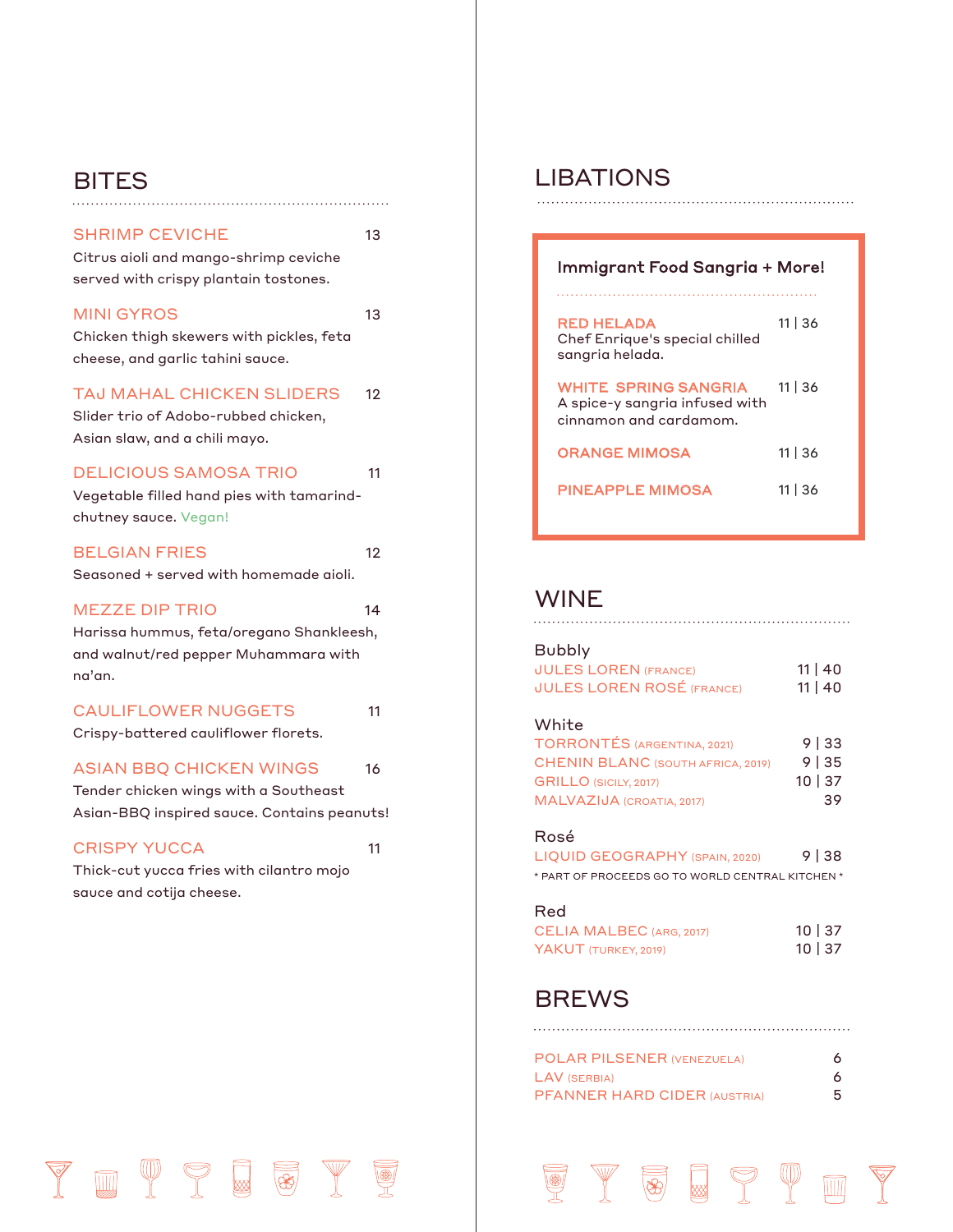## BITES

**SHRIMP CEVICHE** 13
Citrus aioli and mango-shrimp ceviche served with crispy plantain tostones.

**MINI GYROS** 13
Chicken thigh skewers with pickles, feta cheese, and garlic tahini sauce.

**TAJ MAHAL CHICKEN SLIDERS** 12
Slider trio of Adobo-rubbed chicken, Asian slaw, and a chili mayo.

**DELICIOUS SAMOSA TRIO** 11
Vegetable filled hand pies with tamarind-chutney sauce. Vegan!

**BELGIAN FRIES** 12
Seasoned + served with homemade aioli.

**MEZZE DIP TRIO** 14
Harissa hummus, feta/oregano Shankleesh, and walnut/red pepper Muhammara with na'an.

**CAULIFLOWER NUGGETS** 11
Crispy-battered cauliflower florets.

**ASIAN BBQ CHICKEN WINGS** 16
Tender chicken wings with a Southeast Asian-BBQ inspired sauce. Contains peanuts!

**CRISPY YUCCA** 11
Thick-cut yucca fries with cilantro mojo sauce and cotija cheese.

## LIBATIONS

### Immigrant Food Sangria + More!

**RED HELADA** 11 | 36
Chef Enrique's special chilled sangria helada.

**WHITE SPRING SANGRIA** 11 | 36
A spice-y sangria infused with cinnamon and cardamom.

**ORANGE MIMOSA** 11 | 36

**PINEAPPLE MIMOSA** 11 | 36

## WINE

### Bubbly

JULES LOREN (FRANCE) 11 | 40
JULES LOREN ROSÉ (FRANCE) 11 | 40

### White

TORRONTÉS (ARGENTINA, 2021) 9 | 33
CHENIN BLANC (SOUTH AFRICA, 2019) 9 | 35
GRILLO (SICILY, 2017) 10 | 37
MALVAZIJA (CROATIA, 2017) 39

### Rosé

LIQUID GEOGRAPHY (SPAIN, 2020) 9 | 38
* PART OF PROCEEDS GO TO WORLD CENTRAL KITCHEN *

### Red

CELIA MALBEC (ARG, 2017) 10 | 37
YAKUT (TURKEY, 2019) 10 | 37

## BREWS

POLAR PILSENER (VENEZUELA) 6
LAV (SERBIA) 6
PFANNER HARD CIDER (AUSTRIA) 5